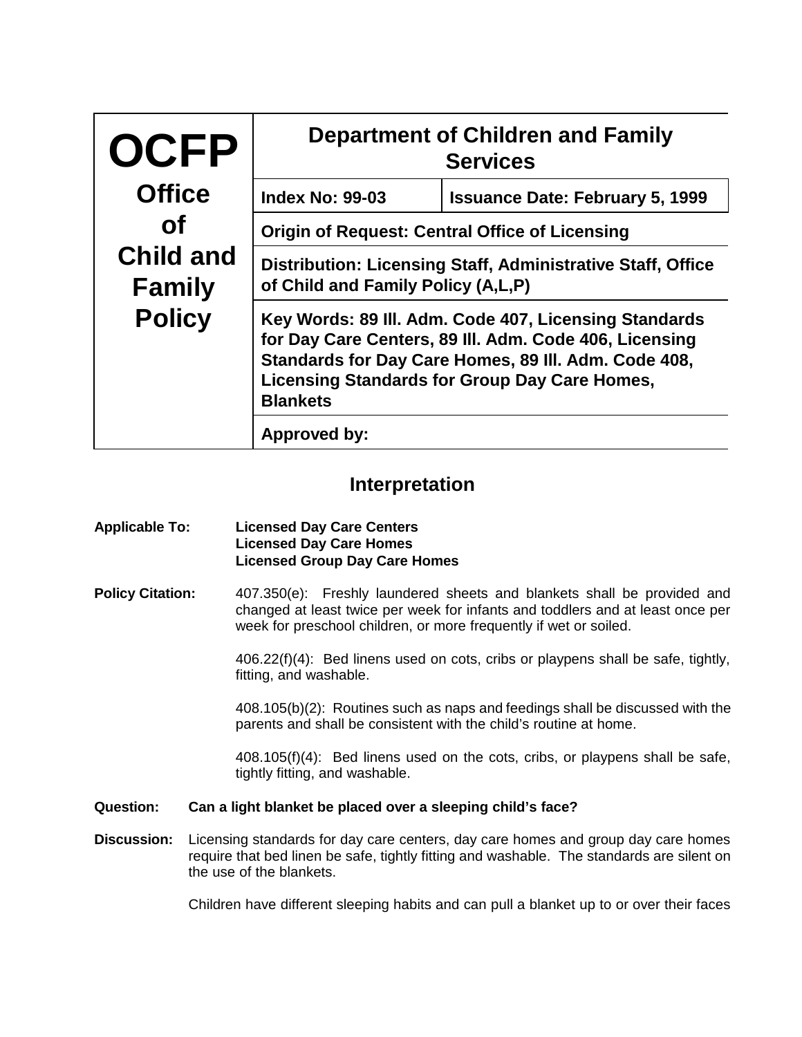| OCFP Office of Child and Family Policy | Department of Children and Family Services | |
|---|---|---|
| | **Index No: 99-03** | **Issuance Date: February 5, 1999** |
| | **Origin of Request: Central Office of Licensing** | |
| | **Distribution: Licensing Staff, Administrative Staff, Office of Child and Family Policy (A,L,P)** | |
| | **Key Words: 89 Ill. Adm. Code 407, Licensing Standards for Day Care Centers, 89 Ill. Adm. Code 406, Licensing Standards for Day Care Homes, 89 Ill. Adm. Code 408, Licensing Standards for Group Day Care Homes, Blankets** | |
| | **Approved by:** | |

## Interpretation

**Applicable To:** **Licensed Day Care Centers**
**Licensed Day Care Homes**
**Licensed Group Day Care Homes**

**Policy Citation:** 407.350(e): Freshly laundered sheets and blankets shall be provided and changed at least twice per week for infants and toddlers and at least once per week for preschool children, or more frequently if wet or soiled.

406.22(f)(4): Bed linens used on cots, cribs or playpens shall be safe, tightly, fitting, and washable.

408.105(b)(2): Routines such as naps and feedings shall be discussed with the parents and shall be consistent with the child's routine at home.

408.105(f)(4): Bed linens used on the cots, cribs, or playpens shall be safe, tightly fitting, and washable.

**Question:** **Can a light blanket be placed over a sleeping child's face?**

**Discussion:** Licensing standards for day care centers, day care homes and group day care homes require that bed linen be safe, tightly fitting and washable. The standards are silent on the use of the blankets.

Children have different sleeping habits and can pull a blanket up to or over their faces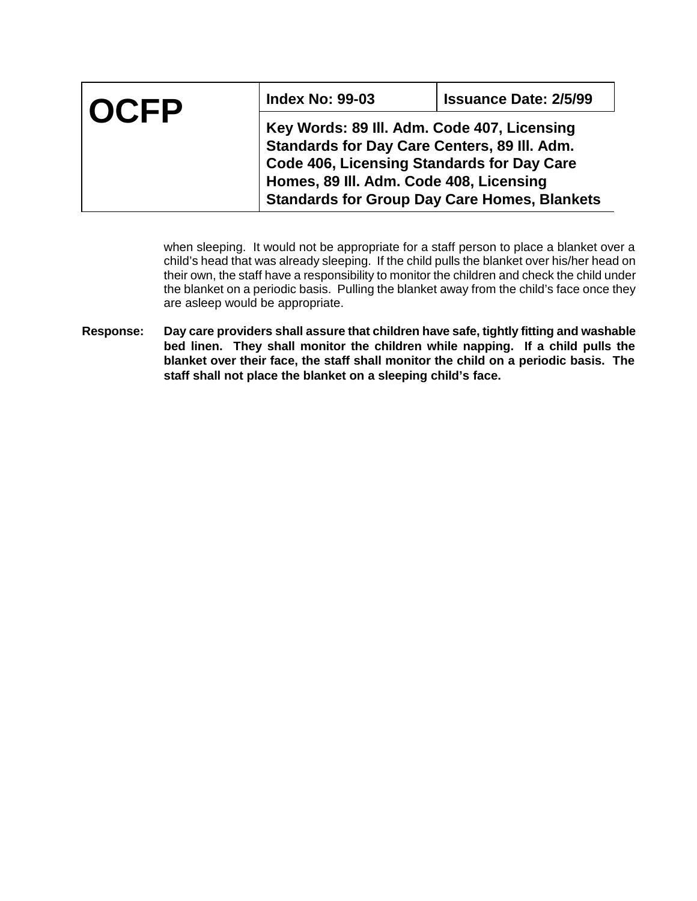when sleeping. It would not be appropriate for a staff person to place a blanket over a child's head that was already sleeping. If the child pulls the blanket over his/her head on their own, the staff have a responsibility to monitor the children and check the child under the blanket on a periodic basis. Pulling the blanket away from the child's face once they are asleep would be appropriate.

**Response:** **Day care providers shall assure that children have safe, tightly fitting and washable bed linen. They shall monitor the children while napping. If a child pulls the blanket over their face, the staff shall monitor the child on a periodic basis. The staff shall not place the blanket on a sleeping child's face.**